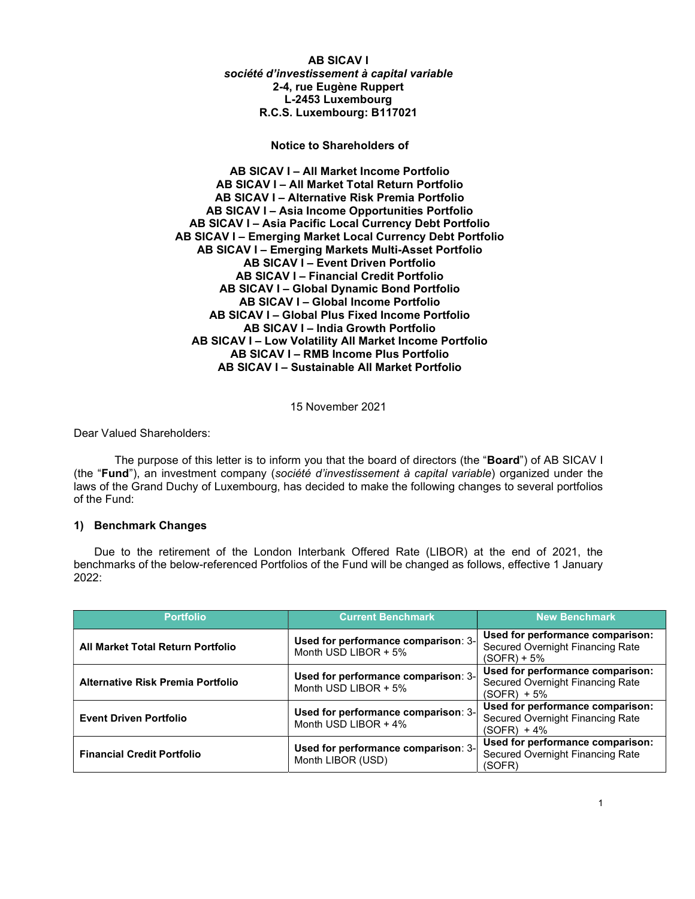**AB SICAV I**
***société d'investissement à capital variable***
**2-4, rue Eugène Ruppert**
**L-2453 Luxembourg**
**R.C.S. Luxembourg: B117021**

**Notice to Shareholders of**

**AB SICAV I – All Market Income Portfolio**
**AB SICAV I – All Market Total Return Portfolio**
**AB SICAV I – Alternative Risk Premia Portfolio**
**AB SICAV I – Asia Income Opportunities Portfolio**
**AB SICAV I – Asia Pacific Local Currency Debt Portfolio**
**AB SICAV I – Emerging Market Local Currency Debt Portfolio**
**AB SICAV I – Emerging Markets Multi-Asset Portfolio**
**AB SICAV I – Event Driven Portfolio**
**AB SICAV I – Financial Credit Portfolio**
**AB SICAV I – Global Dynamic Bond Portfolio**
**AB SICAV I – Global Income Portfolio**
**AB SICAV I – Global Plus Fixed Income Portfolio**
**AB SICAV I – India Growth Portfolio**
**AB SICAV I – Low Volatility All Market Income Portfolio**
**AB SICAV I – RMB Income Plus Portfolio**
**AB SICAV I – Sustainable All Market Portfolio**

15 November 2021

Dear Valued Shareholders:

The purpose of this letter is to inform you that the board of directors (the "**Board**") of AB SICAV I (the "**Fund**"), an investment company (*société d'investissement à capital variable*) organized under the laws of the Grand Duchy of Luxembourg, has decided to make the following changes to several portfolios of the Fund:

## 1) Benchmark Changes

Due to the retirement of the London Interbank Offered Rate (LIBOR) at the end of 2021, the benchmarks of the below-referenced Portfolios of the Fund will be changed as follows, effective 1 January 2022:

| Portfolio | Current Benchmark | New Benchmark |
|---|---|---|
| **All Market Total Return Portfolio** | **Used for performance comparison**: 3-Month USD LIBOR + 5% | **Used for performance comparison:** Secured Overnight Financing Rate (SOFR) + 5% |
| **Alternative Risk Premia Portfolio** | **Used for performance comparison**: 3-Month USD LIBOR + 5% | **Used for performance comparison:** Secured Overnight Financing Rate (SOFR) + 5% |
| **Event Driven Portfolio** | **Used for performance comparison**: 3-Month USD LIBOR + 4% | **Used for performance comparison:** Secured Overnight Financing Rate (SOFR) + 4% |
| **Financial Credit Portfolio** | **Used for performance comparison**: 3-Month LIBOR (USD) | **Used for performance comparison:** Secured Overnight Financing Rate (SOFR) |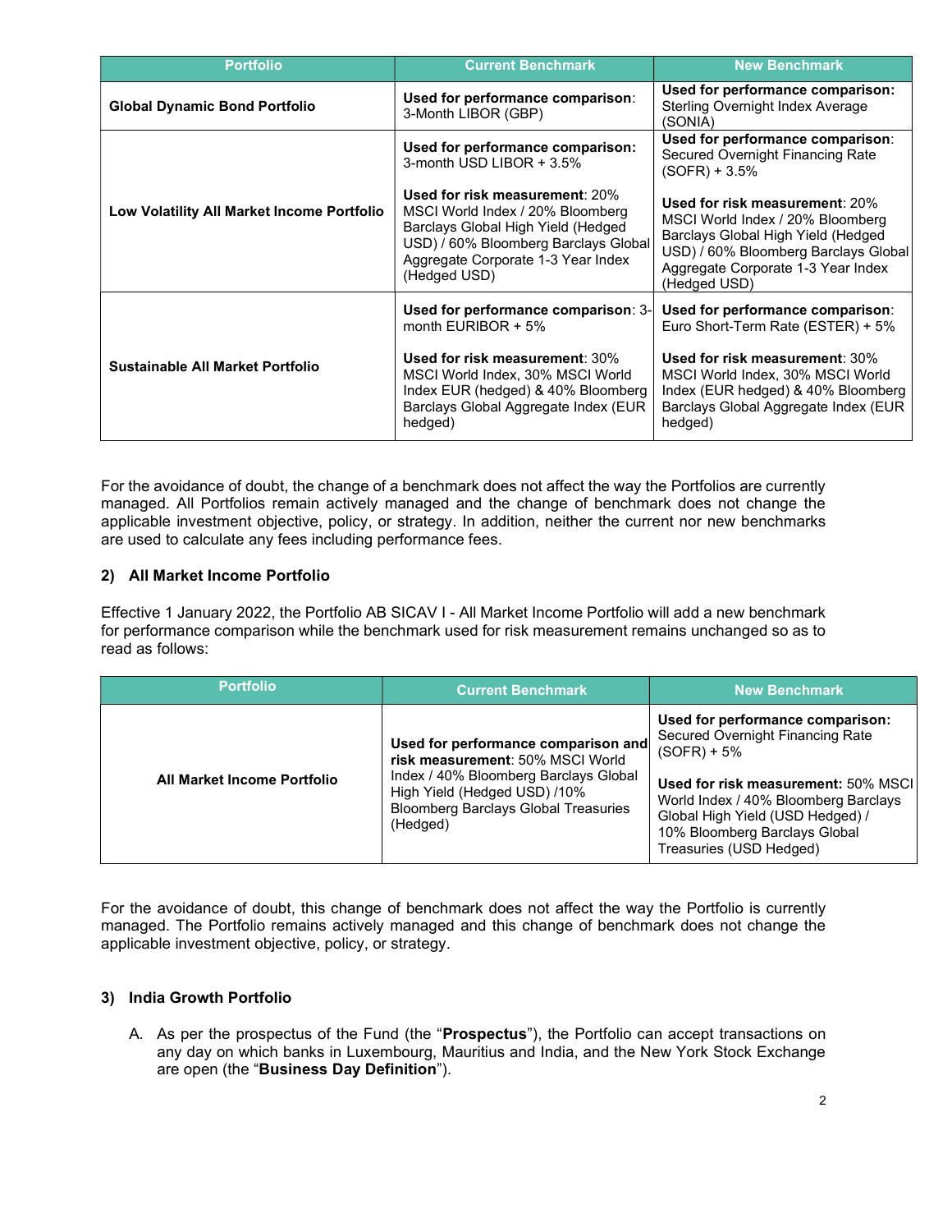| Portfolio | Current Benchmark | New Benchmark |
|---|---|---|
| **Global Dynamic Bond Portfolio** | **Used for performance comparison**: 3-Month LIBOR (GBP) | **Used for performance comparison:** Sterling Overnight Index Average (SONIA) |
| **Low Volatility All Market Income Portfolio** | **Used for performance comparison:** 3-month USD LIBOR + 3.5%<br><br>**Used for risk measurement**: 20% MSCI World Index / 20% Bloomberg Barclays Global High Yield (Hedged USD) / 60% Bloomberg Barclays Global Aggregate Corporate 1-3 Year Index (Hedged USD) | **Used for performance comparison**: Secured Overnight Financing Rate (SOFR) + 3.5%<br><br>**Used for risk measurement**: 20% MSCI World Index / 20% Bloomberg Barclays Global High Yield (Hedged USD) / 60% Bloomberg Barclays Global Aggregate Corporate 1-3 Year Index (Hedged USD) |
| **Sustainable All Market Portfolio** | **Used for performance comparison**: 3-month EURIBOR + 5%<br><br>**Used for risk measurement**: 30% MSCI World Index, 30% MSCI World Index EUR (hedged) & 40% Bloomberg Barclays Global Aggregate Index (EUR hedged) | **Used for performance comparison**: Euro Short-Term Rate (ESTER) + 5%<br><br>**Used for risk measurement**: 30% MSCI World Index, 30% MSCI World Index (EUR hedged) & 40% Bloomberg Barclays Global Aggregate Index (EUR hedged) |

For the avoidance of doubt, the change of a benchmark does not affect the way the Portfolios are currently managed. All Portfolios remain actively managed and the change of benchmark does not change the applicable investment objective, policy, or strategy. In addition, neither the current nor new benchmarks are used to calculate any fees including performance fees.

### 2) All Market Income Portfolio

Effective 1 January 2022, the Portfolio AB SICAV I - All Market Income Portfolio will add a new benchmark for performance comparison while the benchmark used for risk measurement remains unchanged so as to read as follows:

| Portfolio | Current Benchmark | New Benchmark |
|---|---|---|
| **All Market Income Portfolio** | **Used for performance comparison and risk measurement**: 50% MSCI World Index / 40% Bloomberg Barclays Global High Yield (Hedged USD) /10% Bloomberg Barclays Global Treasuries (Hedged) | **Used for performance comparison:** Secured Overnight Financing Rate (SOFR) + 5%<br><br>**Used for risk measurement:** 50% MSCI World Index / 40% Bloomberg Barclays Global High Yield (USD Hedged) / 10% Bloomberg Barclays Global Treasuries (USD Hedged) |

For the avoidance of doubt, this change of benchmark does not affect the way the Portfolio is currently managed. The Portfolio remains actively managed and this change of benchmark does not change the applicable investment objective, policy, or strategy.

### 3) India Growth Portfolio

A. As per the prospectus of the Fund (the "**Prospectus**"), the Portfolio can accept transactions on any day on which banks in Luxembourg, Mauritius and India, and the New York Stock Exchange are open (the "**Business Day Definition**").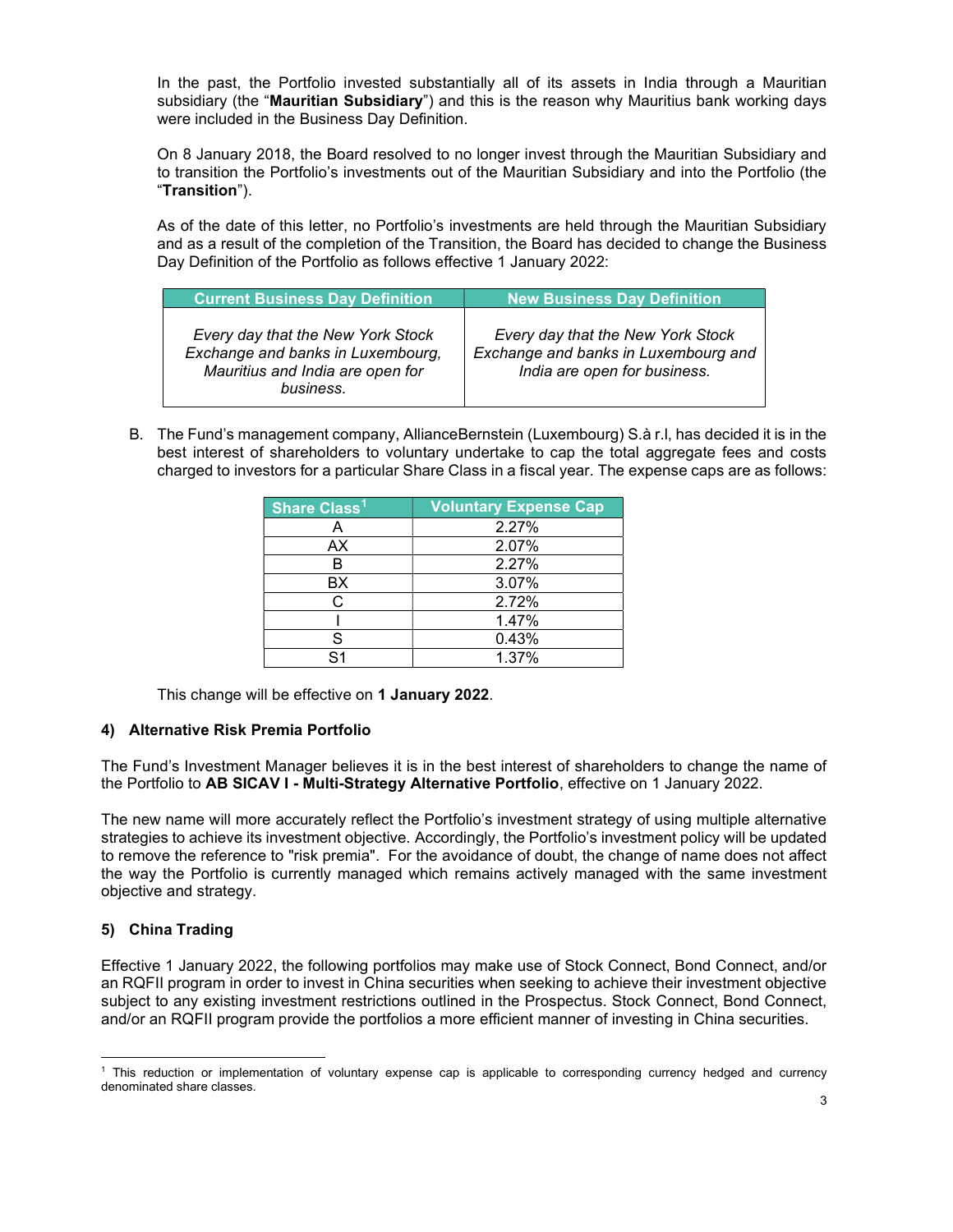In the past, the Portfolio invested substantially all of its assets in India through a Mauritian subsidiary (the "**Mauritian Subsidiary**") and this is the reason why Mauritius bank working days were included in the Business Day Definition.

On 8 January 2018, the Board resolved to no longer invest through the Mauritian Subsidiary and to transition the Portfolio's investments out of the Mauritian Subsidiary and into the Portfolio (the "**Transition**").

As of the date of this letter, no Portfolio's investments are held through the Mauritian Subsidiary and as a result of the completion of the Transition, the Board has decided to change the Business Day Definition of the Portfolio as follows effective 1 January 2022:

| Current Business Day Definition | New Business Day Definition |
|---|---|
| *Every day that the New York Stock Exchange and banks in Luxembourg, Mauritius and India are open for business.* | *Every day that the New York Stock Exchange and banks in Luxembourg and India are open for business.* |

B. The Fund's management company, AllianceBernstein (Luxembourg) S.à r.l, has decided it is in the best interest of shareholders to voluntary undertake to cap the total aggregate fees and costs charged to investors for a particular Share Class in a fiscal year. The expense caps are as follows:

| Share Class[1] | Voluntary Expense Cap |
|---|---|
| A | 2.27% |
| AX | 2.07% |
| B | 2.27% |
| BX | 3.07% |
| C | 2.72% |
| I | 1.47% |
| S | 0.43% |
| S1 | 1.37% |

This change will be effective on **1 January 2022**.

#### 4) Alternative Risk Premia Portfolio

The Fund's Investment Manager believes it is in the best interest of shareholders to change the name of the Portfolio to **AB SICAV I - Multi-Strategy Alternative Portfolio**, effective on 1 January 2022.

The new name will more accurately reflect the Portfolio's investment strategy of using multiple alternative strategies to achieve its investment objective. Accordingly, the Portfolio's investment policy will be updated to remove the reference to "risk premia". For the avoidance of doubt, the change of name does not affect the way the Portfolio is currently managed which remains actively managed with the same investment objective and strategy.

#### 5) China Trading

Effective 1 January 2022, the following portfolios may make use of Stock Connect, Bond Connect, and/or an RQFII program in order to invest in China securities when seeking to achieve their investment objective subject to any existing investment restrictions outlined in the Prospectus. Stock Connect, Bond Connect, and/or an RQFII program provide the portfolios a more efficient manner of investing in China securities.

[1] This reduction or implementation of voluntary expense cap is applicable to corresponding currency hedged and currency denominated share classes.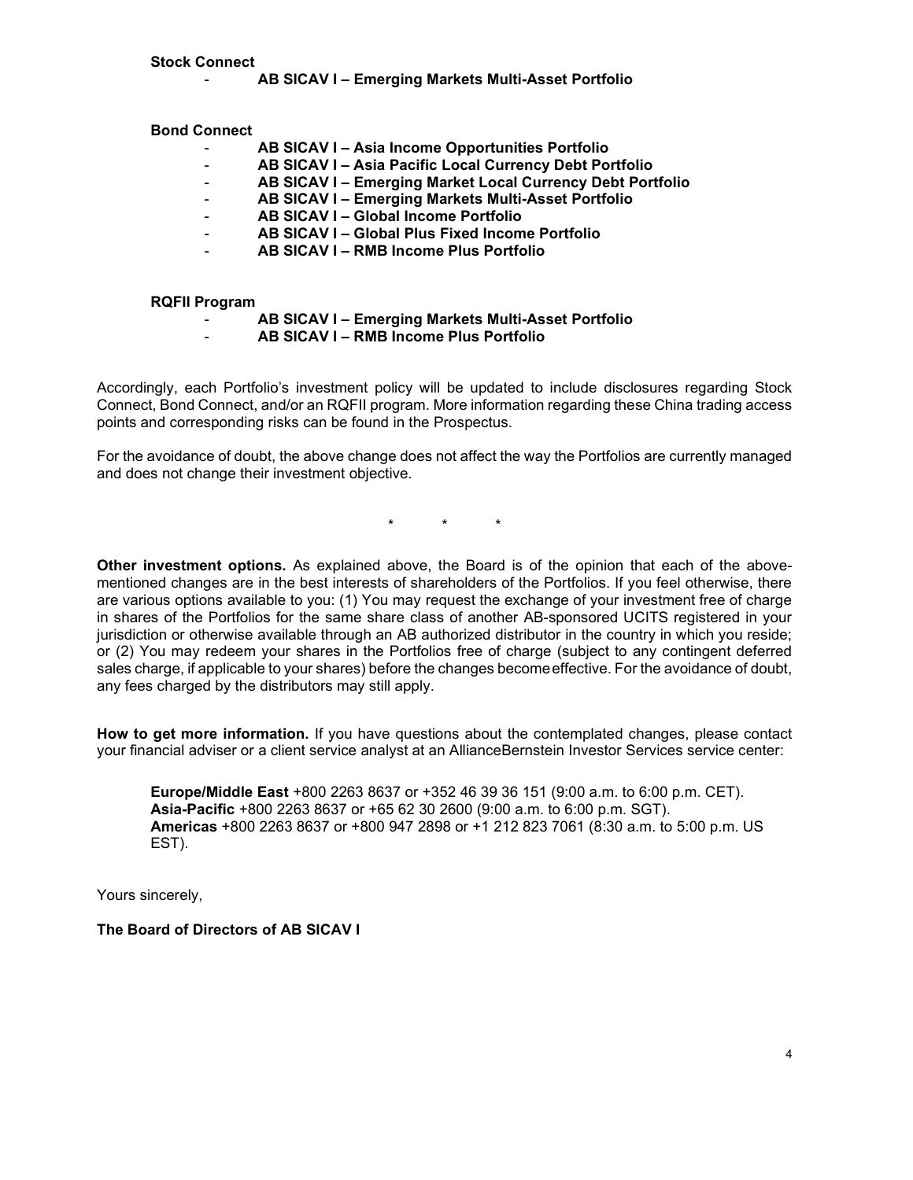**Stock Connect**

- **AB SICAV I – Emerging Markets Multi-Asset Portfolio**

**Bond Connect**

- **AB SICAV I – Asia Income Opportunities Portfolio**
- **AB SICAV I – Asia Pacific Local Currency Debt Portfolio**
- **AB SICAV I – Emerging Market Local Currency Debt Portfolio**
- **AB SICAV I – Emerging Markets Multi-Asset Portfolio**
- **AB SICAV I – Global Income Portfolio**
- **AB SICAV I – Global Plus Fixed Income Portfolio**
- **AB SICAV I – RMB Income Plus Portfolio**

**RQFII Program**

- **AB SICAV I – Emerging Markets Multi-Asset Portfolio**
- **AB SICAV I – RMB Income Plus Portfolio**

Accordingly, each Portfolio's investment policy will be updated to include disclosures regarding Stock Connect, Bond Connect, and/or an RQFII program. More information regarding these China trading access points and corresponding risks can be found in the Prospectus.

For the avoidance of doubt, the above change does not affect the way the Portfolios are currently managed and does not change their investment objective.

\* \* \*

**Other investment options.** As explained above, the Board is of the opinion that each of the above-mentioned changes are in the best interests of shareholders of the Portfolios. If you feel otherwise, there are various options available to you: (1) You may request the exchange of your investment free of charge in shares of the Portfolios for the same share class of another AB-sponsored UCITS registered in your jurisdiction or otherwise available through an AB authorized distributor in the country in which you reside; or (2) You may redeem your shares in the Portfolios free of charge (subject to any contingent deferred sales charge, if applicable to your shares) before the changes become effective. For the avoidance of doubt, any fees charged by the distributors may still apply.

**How to get more information.** If you have questions about the contemplated changes, please contact your financial adviser or a client service analyst at an AllianceBernstein Investor Services service center:

**Europe/Middle East** +800 2263 8637 or +352 46 39 36 151 (9:00 a.m. to 6:00 p.m. CET).
**Asia-Pacific** +800 2263 8637 or +65 62 30 2600 (9:00 a.m. to 6:00 p.m. SGT).
**Americas** +800 2263 8637 or +800 947 2898 or +1 212 823 7061 (8:30 a.m. to 5:00 p.m. US EST).

Yours sincerely,

**The Board of Directors of AB SICAV I**